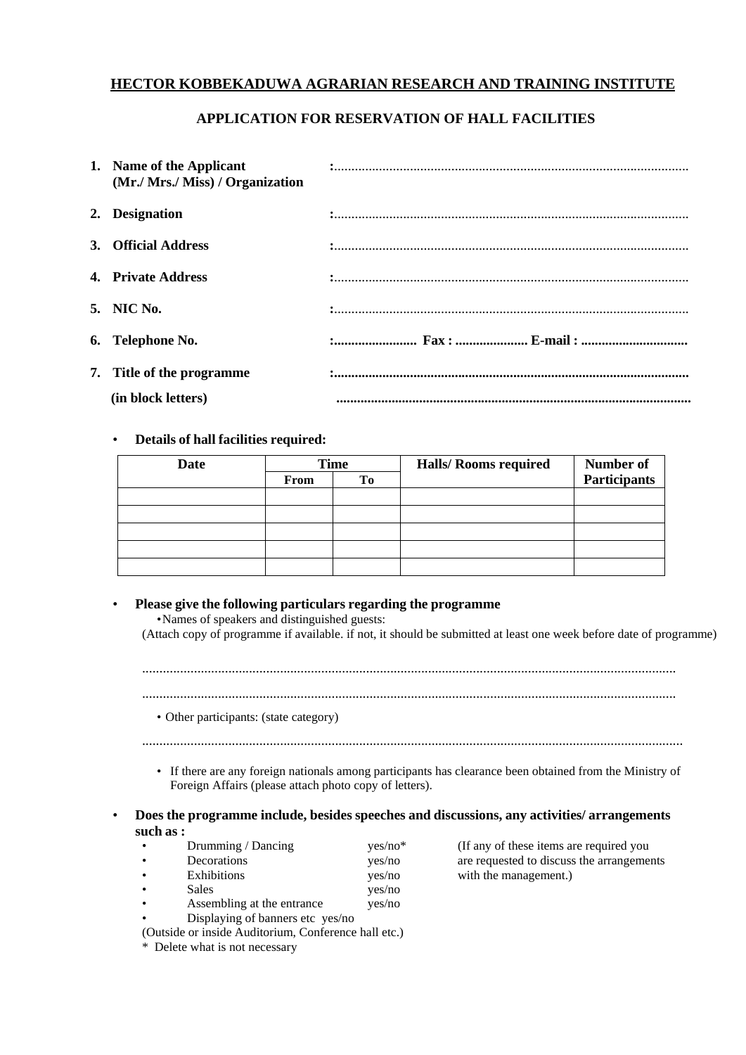# HECTOR KOBBEKADUWA AGRARIAN RESEARCH AND TRAINING INSTITUTE

## APPLICATION FOR RESERVATION OF HALL FACILITIES

1. **Name of the Applicant (Mr./ Mrs./ Miss) / Organization** :.....................................................................................................
2. **Designation** :.....................................................................................................
3. **Official Address** :.....................................................................................................
4. **Private Address** :.....................................................................................................
5. **NIC No.** :.....................................................................................................
6. **Telephone No.** :........................ **Fax :** ..................... **E-mail :** ..............................
7. **Title of the programme** :.....................................................................................................
   **(in block letters)** .....................................................................................................

- **Details of hall facilities required:**

| Date | Time | | Halls/ Rooms required | Number of Participants |
|---|---|---|---|---|
| | From | To | | |
| | | | | |
| | | | | |
| | | | | |
| | | | | |
| | | | | |

- **Please give the following particulars regarding the programme**
  - Names of speakers and distinguished guests:

  (Attach copy of programme if available. if not, it should be submitted at least one week before date of programme)

  .........................................................................................................................................................

  .........................................................................................................................................................

  - Other participants: (state category)

  .........................................................................................................................................................

  - If there are any foreign nationals among participants has clearance been obtained from the Ministry of Foreign Affairs (please attach photo copy of letters).

- **Does the programme include, besides speeches and discussions, any activities/ arrangements such as :**
  - Drumming / Dancing yes/no*
  - Decorations yes/no
  - Exhibitions yes/no
  - Sales yes/no
  - Assembling at the entrance yes/no
  - Displaying of banners etc yes/no

  (Outside or inside Auditorium, Conference hall etc.)

  \* Delete what is not necessary

  (If any of these items are required you are requested to discuss the arrangements with the management.)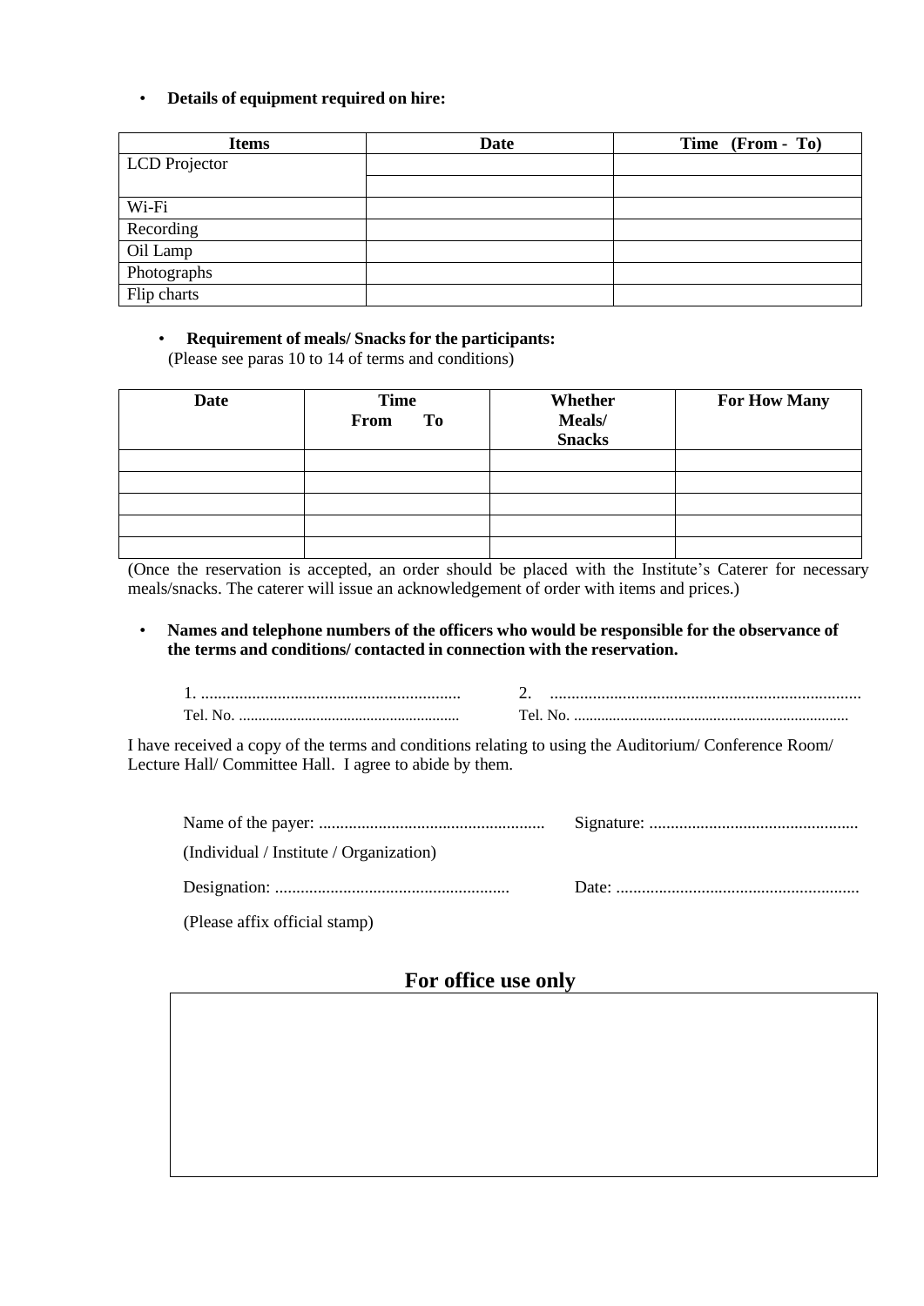- **Details of equipment required on hire:**

| Items | Date | Time (From - To) |
|---|---|---|
| LCD Projector | | |
| | | |
| Wi-Fi | | |
| Recording | | |
| Oil Lamp | | |
| Photographs | | |
| Flip charts | | |

- **Requirement of meals/ Snacks for the participants:**
  (Please see paras 10 to 14 of terms and conditions)

| Date | Time From To | Whether Meals/ Snacks | For How Many |
|---|---|---|---|
| | | | |
| | | | |
| | | | |
| | | | |
| | | | |

(Once the reservation is accepted, an order should be placed with the Institute's Caterer for necessary meals/snacks. The caterer will issue an acknowledgement of order with items and prices.)

- **Names and telephone numbers of the officers who would be responsible for the observance of the terms and conditions/ contacted in connection with the reservation.**

1. ............................................................ 2. .........................................................................
Tel. No. ......................................................... Tel. No. .......................................................................

I have received a copy of the terms and conditions relating to using the Auditorium/ Conference Room/ Lecture Hall/ Committee Hall. I agree to abide by them.

Name of the payer: ..................................................... Signature: .................................................

(Individual / Institute / Organization)

Designation: ....................................................... Date: .........................................................

(Please affix official stamp)

## For office use only

| |
|---|
| |